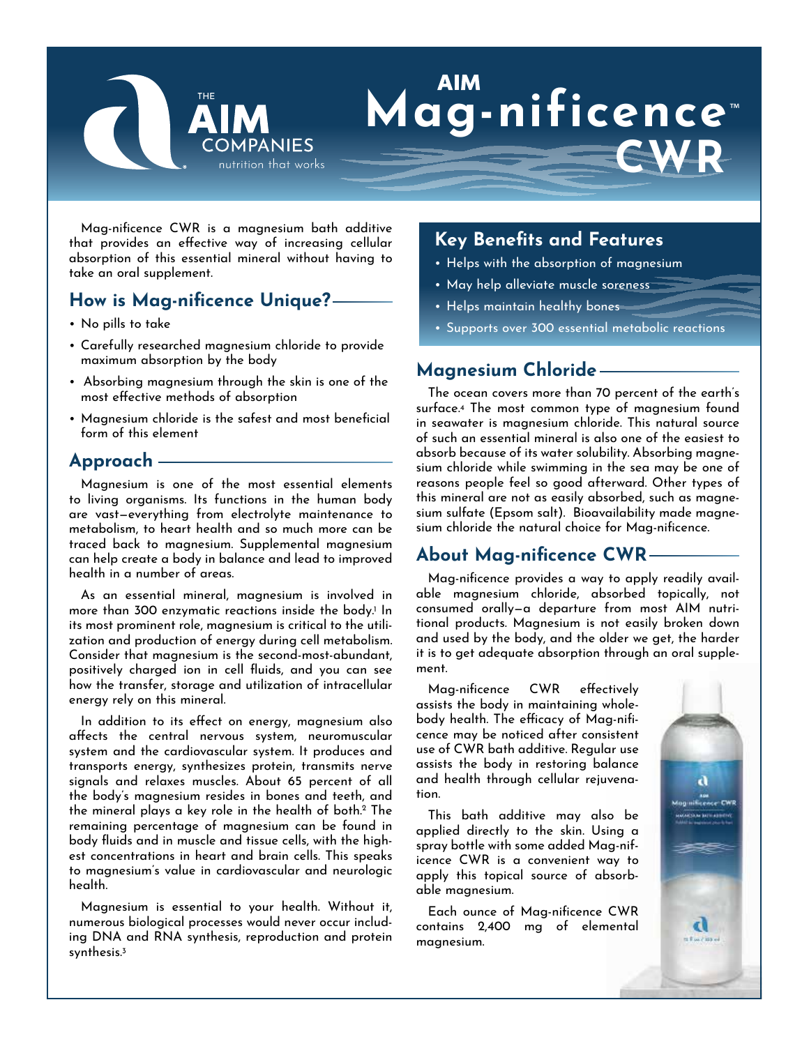# AIM Mag-nificence™ CWR

Mag-nificence CWR is a magnesium bath additive that provides an effective way of increasing cellular absorption of this essential mineral without having to take an oral supplement.

## How is Mag-nificence Unique?

- No pills to take
- Carefully researched magnesium chloride to provide maximum absorption by the body
- Absorbing magnesium through the skin is one of the most effective methods of absorption
- Magnesium chloride is the safest and most beneficial form of this element

## Approach

Magnesium is one of the most essential elements to living organisms. Its functions in the human body are vast—everything from electrolyte maintenance to metabolism, to heart health and so much more can be traced back to magnesium. Supplemental magnesium can help create a body in balance and lead to improved health in a number of areas.

As an essential mineral, magnesium is involved in more than 300 enzymatic reactions inside the body.[1] In its most prominent role, magnesium is critical to the utilization and production of energy during cell metabolism. Consider that magnesium is the second-most-abundant, positively charged ion in cell fluids, and you can see how the transfer, storage and utilization of intracellular energy rely on this mineral.

In addition to its effect on energy, magnesium also affects the central nervous system, neuromuscular system and the cardiovascular system. It produces and transports energy, synthesizes protein, transmits nerve signals and relaxes muscles. About 65 percent of all the body's magnesium resides in bones and teeth, and the mineral plays a key role in the health of both.[2] The remaining percentage of magnesium can be found in body fluids and in muscle and tissue cells, with the highest concentrations in heart and brain cells. This speaks to magnesium's value in cardiovascular and neurologic health.

Magnesium is essential to your health. Without it, numerous biological processes would never occur including DNA and RNA synthesis, reproduction and protein synthesis.[3]

## Key Benefits and Features

- Helps with the absorption of magnesium
- May help alleviate muscle soreness
- Helps maintain healthy bones
- Supports over 300 essential metabolic reactions

## Magnesium Chloride

The ocean covers more than 70 percent of the earth's surface.[4] The most common type of magnesium found in seawater is magnesium chloride. This natural source of such an essential mineral is also one of the easiest to absorb because of its water solubility. Absorbing magnesium chloride while swimming in the sea may be one of reasons people feel so good afterward. Other types of this mineral are not as easily absorbed, such as magnesium sulfate (Epsom salt). Bioavailability made magnesium chloride the natural choice for Mag-nificence.

## About Mag-nificence CWR

Mag-nificence provides a way to apply readily available magnesium chloride, absorbed topically, not consumed orally—a departure from most AIM nutritional products. Magnesium is not easily broken down and used by the body, and the older we get, the harder it is to get adequate absorption through an oral supplement.

Mag-nificence CWR effectively assists the body in maintaining whole-body health. The efficacy of Mag-nificence may be noticed after consistent use of CWR bath additive. Regular use assists the body in restoring balance and health through cellular rejuvenation.

This bath additive may also be applied directly to the skin. Using a spray bottle with some added Mag-nificence CWR is a convenient way to apply this topical source of absorbable magnesium.

Each ounce of Mag-nificence CWR contains 2,400 mg of elemental magnesium.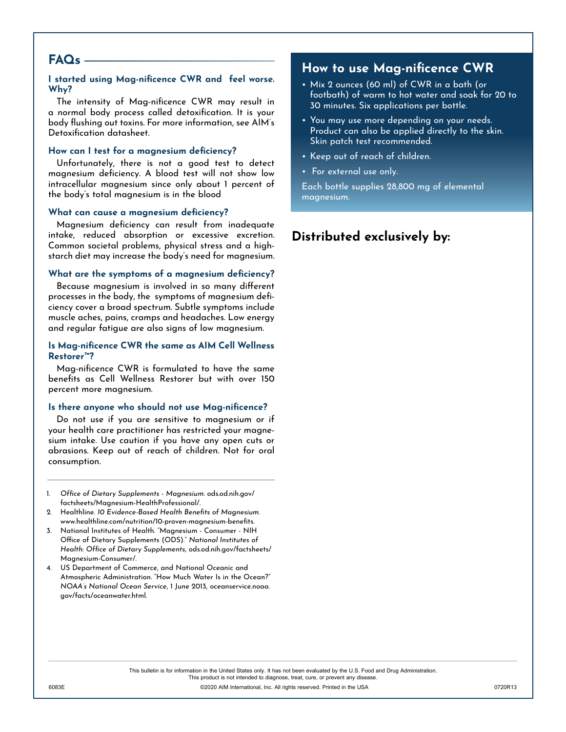## FAQs

### I started using Mag-nificence CWR and feel worse. Why?

The intensity of Mag-nificence CWR may result in a normal body process called detoxification. It is your body flushing out toxins. For more information, see AIM's Detoxification datasheet.

### How can I test for a magnesium deficiency?

Unfortunately, there is not a good test to detect magnesium deficiency. A blood test will not show low intracellular magnesium since only about 1 percent of the body's total magnesium is in the blood

### What can cause a magnesium deficiency?

Magnesium deficiency can result from inadequate intake, reduced absorption or excessive excretion. Common societal problems, physical stress and a high-starch diet may increase the body's need for magnesium.

### What are the symptoms of a magnesium deficiency?

Because magnesium is involved in so many different processes in the body, the symptoms of magnesium deficiency cover a broad spectrum. Subtle symptoms include muscle aches, pains, cramps and headaches. Low energy and regular fatigue are also signs of low magnesium.

### Is Mag-nificence CWR the same as AIM Cell Wellness Restorer™?

Mag-nificence CWR is formulated to have the same benefits as Cell Wellness Restorer but with over 150 percent more magnesium.

### Is there anyone who should not use Mag-nificence?

Do not use if you are sensitive to magnesium or if your health care practitioner has restricted your magnesium intake. Use caution if you have any open cuts or abrasions. Keep out of reach of children. Not for oral consumption.

---

1. *Office of Dietary Supplements - Magnesium.* ods.od.nih.gov/factsheets/Magnesium-HealthProfessional/.
2. Healthline. *10 Evidence-Based Health Benefits of Magnesium.* www.healthline.com/nutrition/10-proven-magnesium-benefits.
3. National Institutes of Health. "Magnesium - Consumer - NIH Office of Dietary Supplements (ODS)." *National Institutes of Health: Office of Dietary Supplements*, ods.od.nih.gov/factsheets/Magnesium-Consumer/.
4. US Department of Commerce, and National Oceanic and Atmospheric Administration. "How Much Water Is in the Ocean?" *NOAA's National Ocean Service*, 1 June 2013, oceanservice.noaa.gov/facts/oceanwater.html.

## How to use Mag-nificence CWR

- Mix 2 ounces (60 ml) of CWR in a bath (or footbath) of warm to hot water and soak for 20 to 30 minutes. Six applications per bottle.
- You may use more depending on your needs. Product can also be applied directly to the skin. Skin patch test recommended.
- Keep out of reach of children.
- For external use only.

Each bottle supplies 28,800 mg of elemental magnesium.

## Distributed exclusively by:

This bulletin is for information in the United States only. It has not been evaluated by the U.S. Food and Drug Administration. This product is not intended to diagnose, treat, cure, or prevent any disease.

6083E ©2020 AIM International, Inc. All rights reserved. Printed in the USA 0720R13